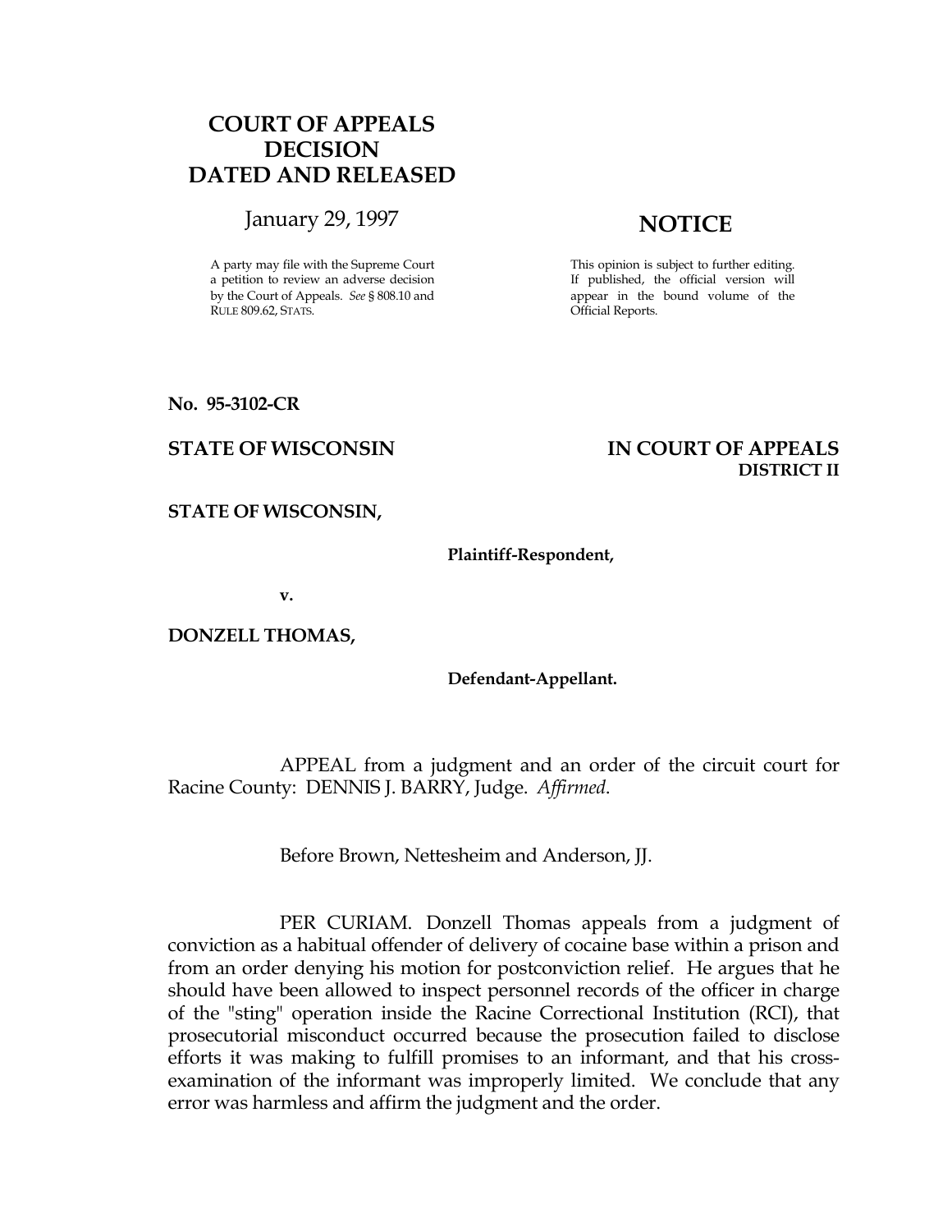# COURT OF APPEALS DECISION DATED AND RELEASED

January 29, 1997

A party may file with the Supreme Court a petition to review an adverse decision by the Court of Appeals. *See* § 808.10 and RULE 809.62, STATS.

## NOTICE

This opinion is subject to further editing. If published, the official version will appear in the bound volume of the Official Reports.

**No. 95-3102-CR**

**STATE OF WISCONSIN** **IN COURT OF APPEALS**
**DISTRICT II**

**STATE OF WISCONSIN,**

**Plaintiff-Respondent,**

**v.**

**DONZELL THOMAS,**

**Defendant-Appellant.**

APPEAL from a judgment and an order of the circuit court for Racine County: DENNIS J. BARRY, Judge. *Affirmed.*

Before Brown, Nettesheim and Anderson, JJ.

PER CURIAM. Donzell Thomas appeals from a judgment of conviction as a habitual offender of delivery of cocaine base within a prison and from an order denying his motion for postconviction relief. He argues that he should have been allowed to inspect personnel records of the officer in charge of the "sting" operation inside the Racine Correctional Institution (RCI), that prosecutorial misconduct occurred because the prosecution failed to disclose efforts it was making to fulfill promises to an informant, and that his cross-examination of the informant was improperly limited. We conclude that any error was harmless and affirm the judgment and the order.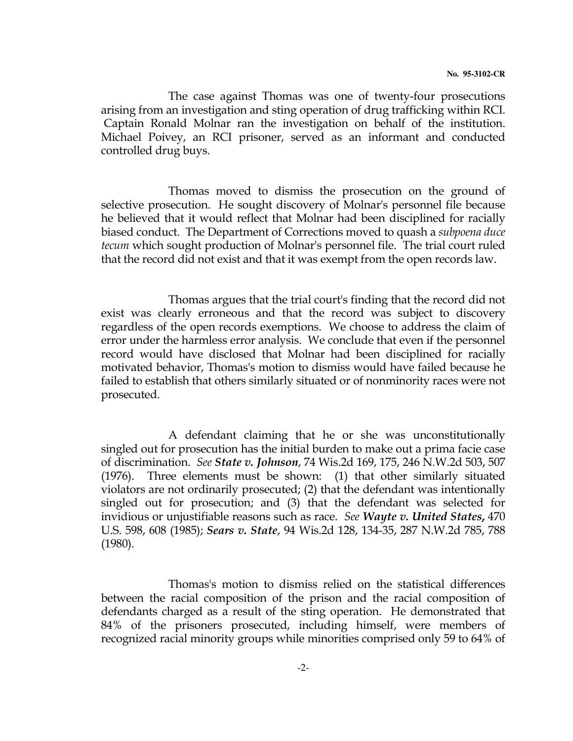The case against Thomas was one of twenty-four prosecutions arising from an investigation and sting operation of drug trafficking within RCI. Captain Ronald Molnar ran the investigation on behalf of the institution. Michael Poivey, an RCI prisoner, served as an informant and conducted controlled drug buys.

Thomas moved to dismiss the prosecution on the ground of selective prosecution. He sought discovery of Molnar's personnel file because he believed that it would reflect that Molnar had been disciplined for racially biased conduct. The Department of Corrections moved to quash a *subpoena duce tecum* which sought production of Molnar's personnel file. The trial court ruled that the record did not exist and that it was exempt from the open records law.

Thomas argues that the trial court's finding that the record did not exist was clearly erroneous and that the record was subject to discovery regardless of the open records exemptions. We choose to address the claim of error under the harmless error analysis. We conclude that even if the personnel record would have disclosed that Molnar had been disciplined for racially motivated behavior, Thomas's motion to dismiss would have failed because he failed to establish that others similarly situated or of nonminority races were not prosecuted.

A defendant claiming that he or she was unconstitutionally singled out for prosecution has the initial burden to make out a prima facie case of discrimination. *See* ***State v. Johnson***, 74 Wis.2d 169, 175, 246 N.W.2d 503, 507 (1976). Three elements must be shown: (1) that other similarly situated violators are not ordinarily prosecuted; (2) that the defendant was intentionally singled out for prosecution; and (3) that the defendant was selected for invidious or unjustifiable reasons such as race. *See* ***Wayte v. United States***, 470 U.S. 598, 608 (1985); ***Sears v. State***, 94 Wis.2d 128, 134-35, 287 N.W.2d 785, 788 (1980).

Thomas's motion to dismiss relied on the statistical differences between the racial composition of the prison and the racial composition of defendants charged as a result of the sting operation. He demonstrated that 84% of the prisoners prosecuted, including himself, were members of recognized racial minority groups while minorities comprised only 59 to 64% of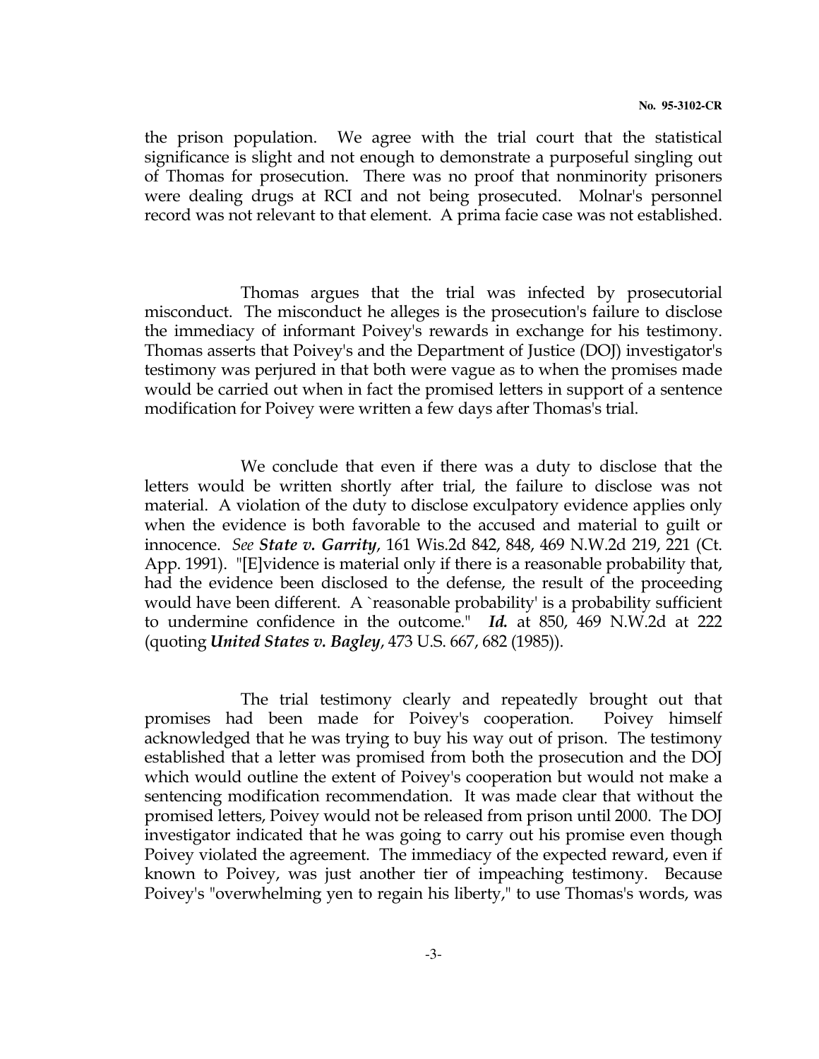the prison population. We agree with the trial court that the statistical significance is slight and not enough to demonstrate a purposeful singling out of Thomas for prosecution. There was no proof that nonminority prisoners were dealing drugs at RCI and not being prosecuted. Molnar's personnel record was not relevant to that element. A prima facie case was not established.

Thomas argues that the trial was infected by prosecutorial misconduct. The misconduct he alleges is the prosecution's failure to disclose the immediacy of informant Poivey's rewards in exchange for his testimony. Thomas asserts that Poivey's and the Department of Justice (DOJ) investigator's testimony was perjured in that both were vague as to when the promises made would be carried out when in fact the promised letters in support of a sentence modification for Poivey were written a few days after Thomas's trial.

We conclude that even if there was a duty to disclose that the letters would be written shortly after trial, the failure to disclose was not material. A violation of the duty to disclose exculpatory evidence applies only when the evidence is both favorable to the accused and material to guilt or innocence. *See* ***State v. Garrity***, 161 Wis.2d 842, 848, 469 N.W.2d 219, 221 (Ct. App. 1991). "[E]vidence is material only if there is a reasonable probability that, had the evidence been disclosed to the defense, the result of the proceeding would have been different. A `reasonable probability' is a probability sufficient to undermine confidence in the outcome." ***Id.*** at 850, 469 N.W.2d at 222 (quoting ***United States v. Bagley***, 473 U.S. 667, 682 (1985)).

The trial testimony clearly and repeatedly brought out that promises had been made for Poivey's cooperation. Poivey himself acknowledged that he was trying to buy his way out of prison. The testimony established that a letter was promised from both the prosecution and the DOJ which would outline the extent of Poivey's cooperation but would not make a sentencing modification recommendation. It was made clear that without the promised letters, Poivey would not be released from prison until 2000. The DOJ investigator indicated that he was going to carry out his promise even though Poivey violated the agreement. The immediacy of the expected reward, even if known to Poivey, was just another tier of impeaching testimony. Because Poivey's "overwhelming yen to regain his liberty," to use Thomas's words, was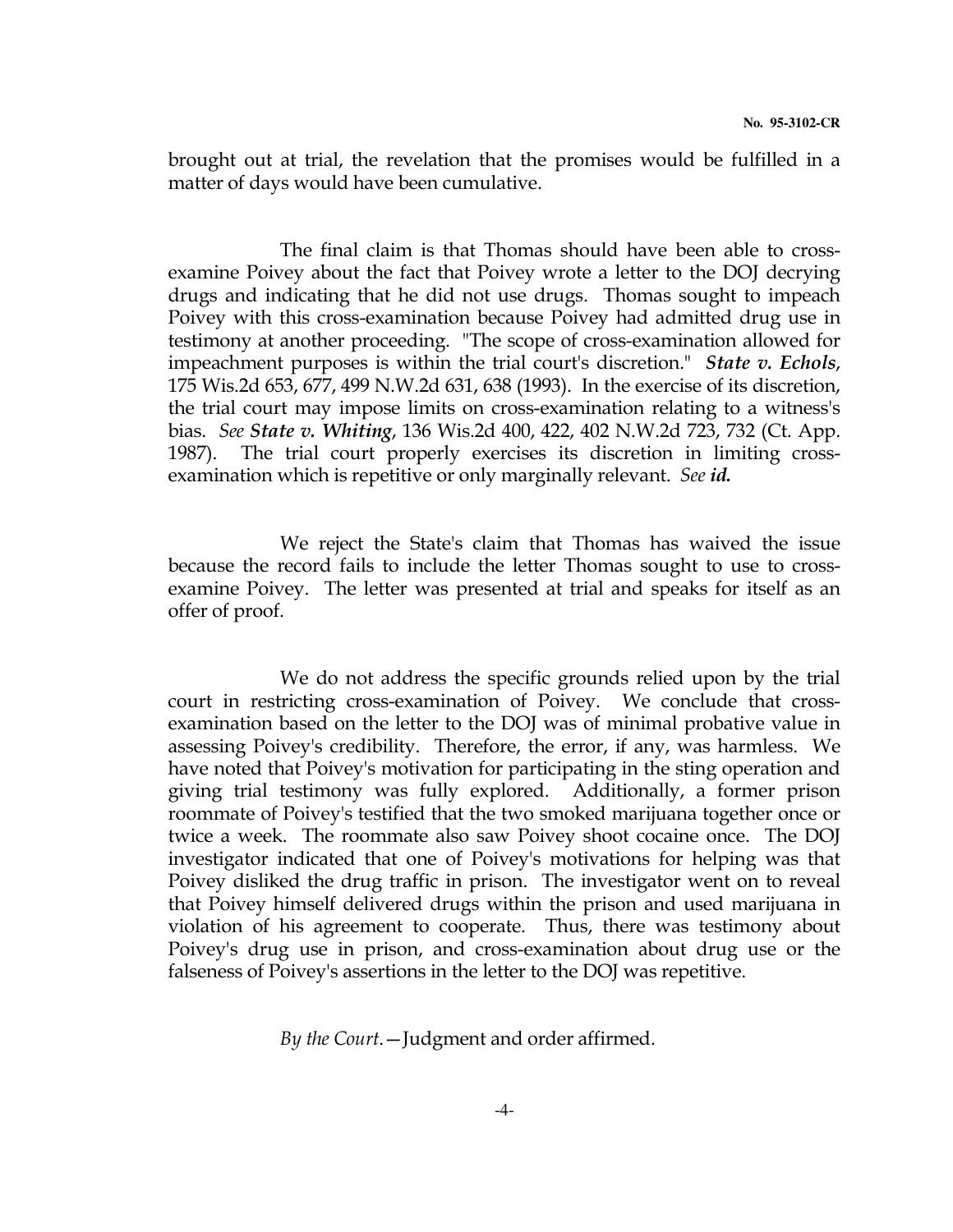brought out at trial, the revelation that the promises would be fulfilled in a matter of days would have been cumulative.

The final claim is that Thomas should have been able to cross-examine Poivey about the fact that Poivey wrote a letter to the DOJ decrying drugs and indicating that he did not use drugs. Thomas sought to impeach Poivey with this cross-examination because Poivey had admitted drug use in testimony at another proceeding. "The scope of cross-examination allowed for impeachment purposes is within the trial court's discretion." ***State v. Echols***, 175 Wis.2d 653, 677, 499 N.W.2d 631, 638 (1993). In the exercise of its discretion, the trial court may impose limits on cross-examination relating to a witness's bias. *See* ***State v. Whiting***, 136 Wis.2d 400, 422, 402 N.W.2d 723, 732 (Ct. App. 1987). The trial court properly exercises its discretion in limiting cross-examination which is repetitive or only marginally relevant. *See* ***id.***

We reject the State's claim that Thomas has waived the issue because the record fails to include the letter Thomas sought to use to cross-examine Poivey. The letter was presented at trial and speaks for itself as an offer of proof.

We do not address the specific grounds relied upon by the trial court in restricting cross-examination of Poivey. We conclude that cross-examination based on the letter to the DOJ was of minimal probative value in assessing Poivey's credibility. Therefore, the error, if any, was harmless. We have noted that Poivey's motivation for participating in the sting operation and giving trial testimony was fully explored. Additionally, a former prison roommate of Poivey's testified that the two smoked marijuana together once or twice a week. The roommate also saw Poivey shoot cocaine once. The DOJ investigator indicated that one of Poivey's motivations for helping was that Poivey disliked the drug traffic in prison. The investigator went on to reveal that Poivey himself delivered drugs within the prison and used marijuana in violation of his agreement to cooperate. Thus, there was testimony about Poivey's drug use in prison, and cross-examination about drug use or the falseness of Poivey's assertions in the letter to the DOJ was repetitive.

*By the Court.*—Judgment and order affirmed.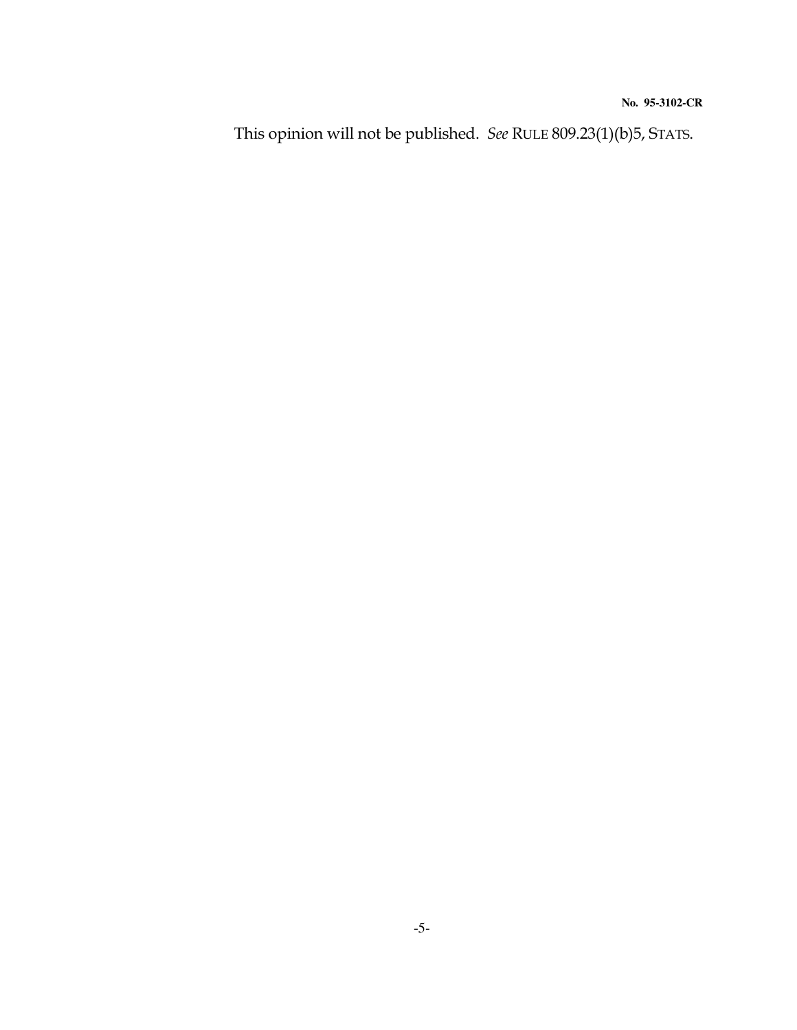This opinion will not be published. *See* RULE 809.23(1)(b)5, STATS.